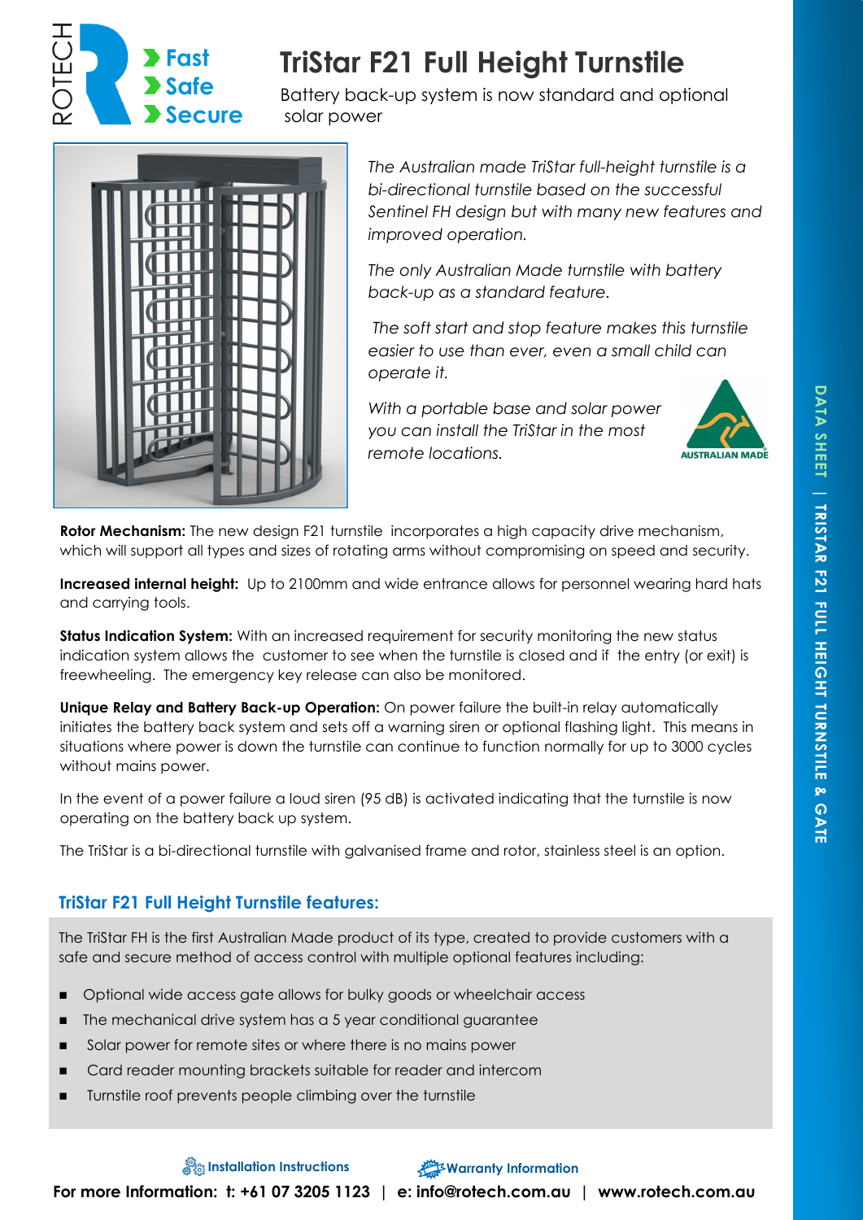ROTECH

**Fast**
**Safe**
**Secure**

# TriStar F21 Full Height Turnstile

Battery back-up system is now standard and optional solar power

*The Australian made TriStar full-height turnstile is a bi-directional turnstile based on the successful Sentinel FH design but with many new features and improved operation.*

*The only Australian Made turnstile with battery back-up as a standard feature.*

*The soft start and stop feature makes this turnstile easier to use than ever, even a small child can operate it.*

*With a portable base and solar power you can install the TriStar in the most remote locations.*

AUSTRALIAN MADE

**Rotor Mechanism:** The new design F21 turnstile incorporates a high capacity drive mechanism, which will support all types and sizes of rotating arms without compromising on speed and security.

**Increased internal height:** Up to 2100mm and wide entrance allows for personnel wearing hard hats and carrying tools.

**Status Indication System:** With an increased requirement for security monitoring the new status indication system allows the customer to see when the turnstile is closed and if the entry (or exit) is freewheeling. The emergency key release can also be monitored.

**Unique Relay and Battery Back-up Operation:** On power failure the built-in relay automatically initiates the battery back system and sets off a warning siren or optional flashing light. This means in situations where power is down the turnstile can continue to function normally for up to 3000 cycles without mains power.

In the event of a power failure a loud siren (95 dB) is activated indicating that the turnstile is now operating on the battery back up system.

The TriStar is a bi-directional turnstile with galvanised frame and rotor, stainless steel is an option.

## TriStar F21 Full Height Turnstile features:

The TriStar FH is the first Australian Made product of its type, created to provide customers with a safe and secure method of access control with multiple optional features including:

- Optional wide access gate allows for bulky goods or wheelchair access
- The mechanical drive system has a 5 year conditional guarantee
- Solar power for remote sites or where there is no mains power
- Card reader mounting brackets suitable for reader and intercom
- Turnstile roof prevents people climbing over the turnstile

Installation Instructions    Warranty Information

**For more Information: t: +61 07 3205 1123 | e: info@rotech.com.au | www.rotech.com.au**

DATA SHEET | TRISTAR F21 FULL HEIGHT TURNSTILE & GATE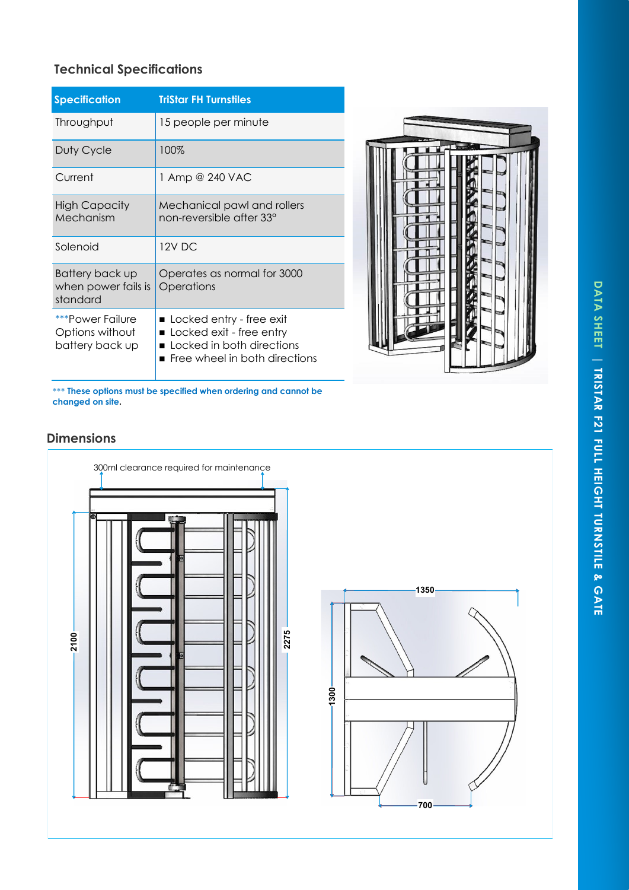## Technical Specifications

| Specification | TriStar FH Turnstiles |
| --- | --- |
| Throughput | 15 people per minute |
| Duty Cycle | 100% |
| Current | 1 Amp @ 240 VAC |
| High Capacity Mechanism | Mechanical pawl and rollers non-reversible after 33° |
| Solenoid | 12V DC |
| Battery back up when power fails is standard | Operates as normal for 3000 Operations |
| ***Power Failure Options without battery back up | ■ Locked entry - free exit<br>■ Locked exit - free entry<br>■ Locked in both directions<br>■ Free wheel in both directions |

**\*\*\* These options must be specified when ordering and cannot be changed on site.**

## Dimensions

300ml clearance required for maintenance

2100

2275

1350

1300

700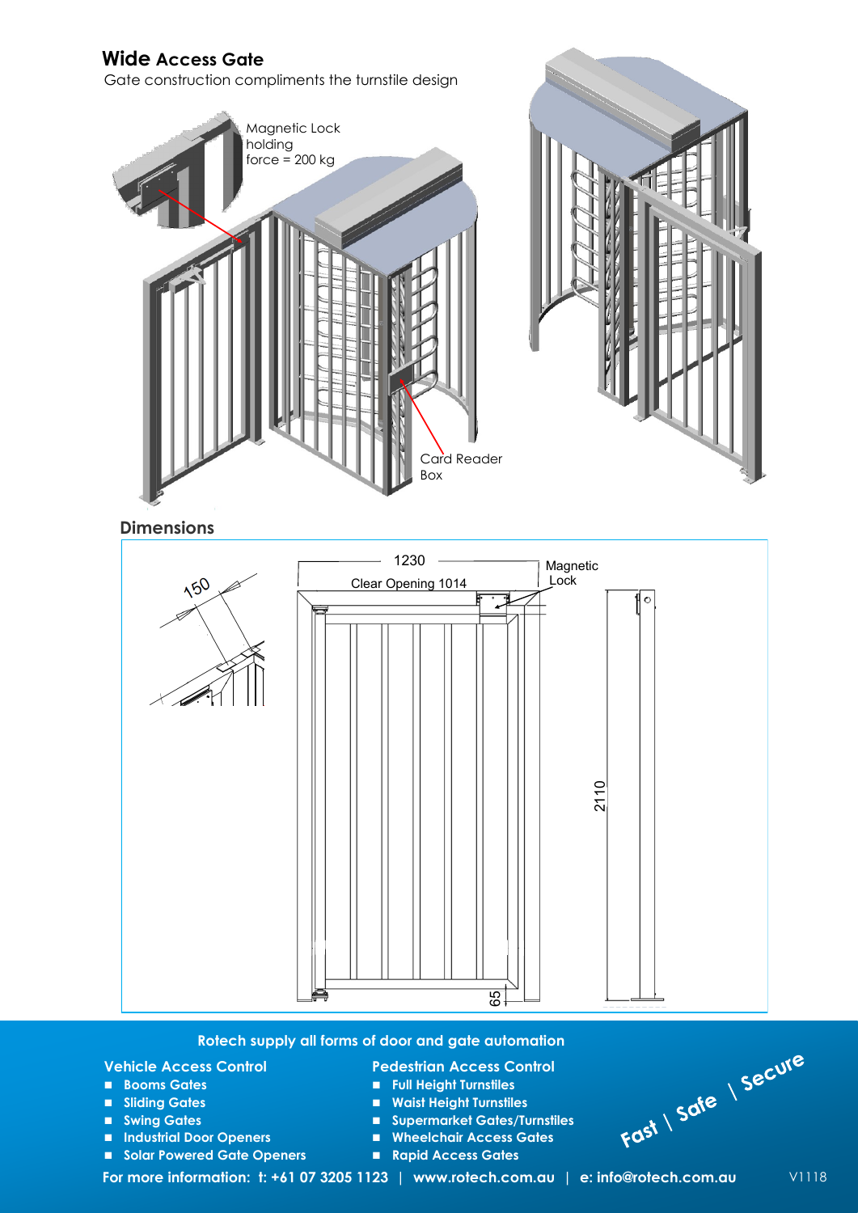## **Wide** Access Gate

Gate construction compliments the turnstile design

Magnetic Lock holding force = 200 kg

Card Reader Box

### Dimensions

150

1230

Clear Opening 1014

Magnetic Lock

2110

65

**Rotech supply all forms of door and gate automation**

**Vehicle Access Control**

- Booms Gates
- Sliding Gates
- Swing Gates
- Industrial Door Openers
- Solar Powered Gate Openers

**Pedestrian Access Control**

- Full Height Turnstiles
- Waist Height Turnstiles
- Supermarket Gates/Turnstiles
- Wheelchair Access Gates
- Rapid Access Gates

Fast | Safe | Secure

**For more information: t: +61 07 3205 1123 | www.rotech.com.au | e: info@rotech.com.au**

V1118